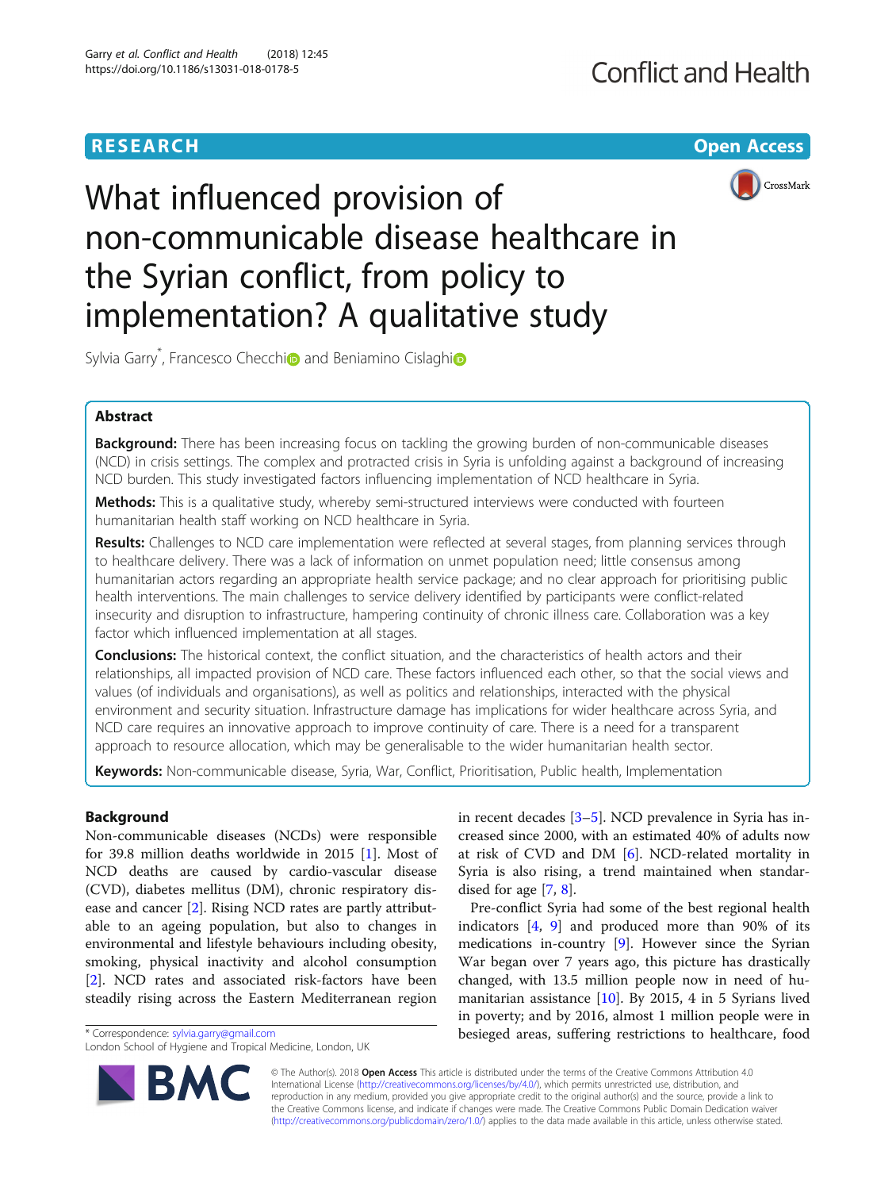RESEARCH

Open Access

# What influenced provision of non-communicable disease healthcare in the Syrian conflict, from policy to implementation? A qualitative study

Sylvia Garry*, Francesco Checchi and Beniamino Cislaghi

## Abstract

**Background:** There has been increasing focus on tackling the growing burden of non-communicable diseases (NCD) in crisis settings. The complex and protracted crisis in Syria is unfolding against a background of increasing NCD burden. This study investigated factors influencing implementation of NCD healthcare in Syria.

**Methods:** This is a qualitative study, whereby semi-structured interviews were conducted with fourteen humanitarian health staff working on NCD healthcare in Syria.

**Results:** Challenges to NCD care implementation were reflected at several stages, from planning services through to healthcare delivery. There was a lack of information on unmet population need; little consensus among humanitarian actors regarding an appropriate health service package; and no clear approach for prioritising public health interventions. The main challenges to service delivery identified by participants were conflict-related insecurity and disruption to infrastructure, hampering continuity of chronic illness care. Collaboration was a key factor which influenced implementation at all stages.

**Conclusions:** The historical context, the conflict situation, and the characteristics of health actors and their relationships, all impacted provision of NCD care. These factors influenced each other, so that the social views and values (of individuals and organisations), as well as politics and relationships, interacted with the physical environment and security situation. Infrastructure damage has implications for wider healthcare across Syria, and NCD care requires an innovative approach to improve continuity of care. There is a need for a transparent approach to resource allocation, which may be generalisable to the wider humanitarian health sector.

**Keywords:** Non-communicable disease, Syria, War, Conflict, Prioritisation, Public health, Implementation

## Background

Non-communicable diseases (NCDs) were responsible for 39.8 million deaths worldwide in 2015 [1]. Most of NCD deaths are caused by cardio-vascular disease (CVD), diabetes mellitus (DM), chronic respiratory disease and cancer [2]. Rising NCD rates are partly attributable to an ageing population, but also to changes in environmental and lifestyle behaviours including obesity, smoking, physical inactivity and alcohol consumption [2]. NCD rates and associated risk-factors have been steadily rising across the Eastern Mediterranean region in recent decades [3–5]. NCD prevalence in Syria has increased since 2000, with an estimated 40% of adults now at risk of CVD and DM [6]. NCD-related mortality in Syria is also rising, a trend maintained when standardised for age [7, 8].

Pre-conflict Syria had some of the best regional health indicators [4, 9] and produced more than 90% of its medications in-country [9]. However since the Syrian War began over 7 years ago, this picture has drastically changed, with 13.5 million people now in need of humanitarian assistance [10]. By 2015, 4 in 5 Syrians lived in poverty; and by 2016, almost 1 million people were in besieged areas, suffering restrictions to healthcare, food

* Correspondence: sylvia.garry@gmail.com
London School of Hygiene and Tropical Medicine, London, UK

© The Author(s). 2018 **Open Access** This article is distributed under the terms of the Creative Commons Attribution 4.0 International License (http://creativecommons.org/licenses/by/4.0/), which permits unrestricted use, distribution, and reproduction in any medium, provided you give appropriate credit to the original author(s) and the source, provide a link to the Creative Commons license, and indicate if changes were made. The Creative Commons Public Domain Dedication waiver (http://creativecommons.org/publicdomain/zero/1.0/) applies to the data made available in this article, unless otherwise stated.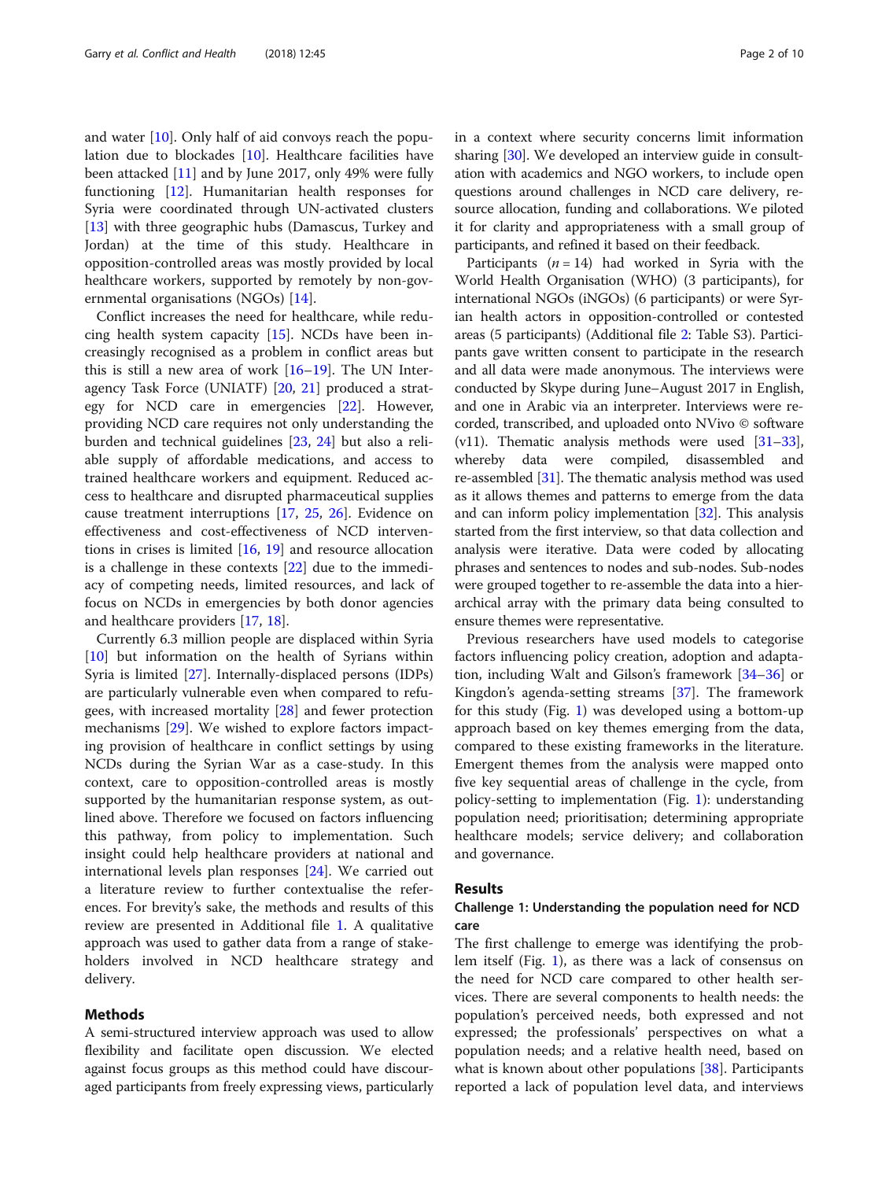and water [10]. Only half of aid convoys reach the population due to blockades [10]. Healthcare facilities have been attacked [11] and by June 2017, only 49% were fully functioning [12]. Humanitarian health responses for Syria were coordinated through UN-activated clusters [13] with three geographic hubs (Damascus, Turkey and Jordan) at the time of this study. Healthcare in opposition-controlled areas was mostly provided by local healthcare workers, supported by remotely by non-governmental organisations (NGOs) [14].

Conflict increases the need for healthcare, while reducing health system capacity [15]. NCDs have been increasingly recognised as a problem in conflict areas but this is still a new area of work [16–19]. The UN Interagency Task Force (UNIATF) [20, 21] produced a strategy for NCD care in emergencies [22]. However, providing NCD care requires not only understanding the burden and technical guidelines [23, 24] but also a reliable supply of affordable medications, and access to trained healthcare workers and equipment. Reduced access to healthcare and disrupted pharmaceutical supplies cause treatment interruptions [17, 25, 26]. Evidence on effectiveness and cost-effectiveness of NCD interventions in crises is limited [16, 19] and resource allocation is a challenge in these contexts [22] due to the immediacy of competing needs, limited resources, and lack of focus on NCDs in emergencies by both donor agencies and healthcare providers [17, 18].

Currently 6.3 million people are displaced within Syria [10] but information on the health of Syrians within Syria is limited [27]. Internally-displaced persons (IDPs) are particularly vulnerable even when compared to refugees, with increased mortality [28] and fewer protection mechanisms [29]. We wished to explore factors impacting provision of healthcare in conflict settings by using NCDs during the Syrian War as a case-study. In this context, care to opposition-controlled areas is mostly supported by the humanitarian response system, as outlined above. Therefore we focused on factors influencing this pathway, from policy to implementation. Such insight could help healthcare providers at national and international levels plan responses [24]. We carried out a literature review to further contextualise the references. For brevity's sake, the methods and results of this review are presented in Additional file 1. A qualitative approach was used to gather data from a range of stakeholders involved in NCD healthcare strategy and delivery.

## Methods

A semi-structured interview approach was used to allow flexibility and facilitate open discussion. We elected against focus groups as this method could have discouraged participants from freely expressing views, particularly in a context where security concerns limit information sharing [30]. We developed an interview guide in consultation with academics and NGO workers, to include open questions around challenges in NCD care delivery, resource allocation, funding and collaborations. We piloted it for clarity and appropriateness with a small group of participants, and refined it based on their feedback.

Participants ($n = 14$) had worked in Syria with the World Health Organisation (WHO) (3 participants), for international NGOs (iNGOs) (6 participants) or were Syrian health actors in opposition-controlled or contested areas (5 participants) (Additional file 2: Table S3). Participants gave written consent to participate in the research and all data were made anonymous. The interviews were conducted by Skype during June–August 2017 in English, and one in Arabic via an interpreter. Interviews were recorded, transcribed, and uploaded onto NVivo © software (v11). Thematic analysis methods were used [31–33], whereby data were compiled, disassembled and re-assembled [31]. The thematic analysis method was used as it allows themes and patterns to emerge from the data and can inform policy implementation [32]. This analysis started from the first interview, so that data collection and analysis were iterative. Data were coded by allocating phrases and sentences to nodes and sub-nodes. Sub-nodes were grouped together to re-assemble the data into a hierarchical array with the primary data being consulted to ensure themes were representative.

Previous researchers have used models to categorise factors influencing policy creation, adoption and adaptation, including Walt and Gilson's framework [34–36] or Kingdon's agenda-setting streams [37]. The framework for this study (Fig. 1) was developed using a bottom-up approach based on key themes emerging from the data, compared to these existing frameworks in the literature. Emergent themes from the analysis were mapped onto five key sequential areas of challenge in the cycle, from policy-setting to policy implementation (Fig. 1): understanding population need; prioritisation; determining appropriate healthcare models; service delivery; and collaboration and governance.

## Results

### Challenge 1: Understanding the population need for NCD care

The first challenge to emerge was identifying the problem itself (Fig. 1), as there was a lack of consensus on the need for NCD care compared to other health services. There are several components to health needs: the population's perceived needs, both expressed and not expressed; the professionals' perspectives on what a population needs; and a relative health need, based on what is known about other populations [38]. Participants reported a lack of population level data, and interviews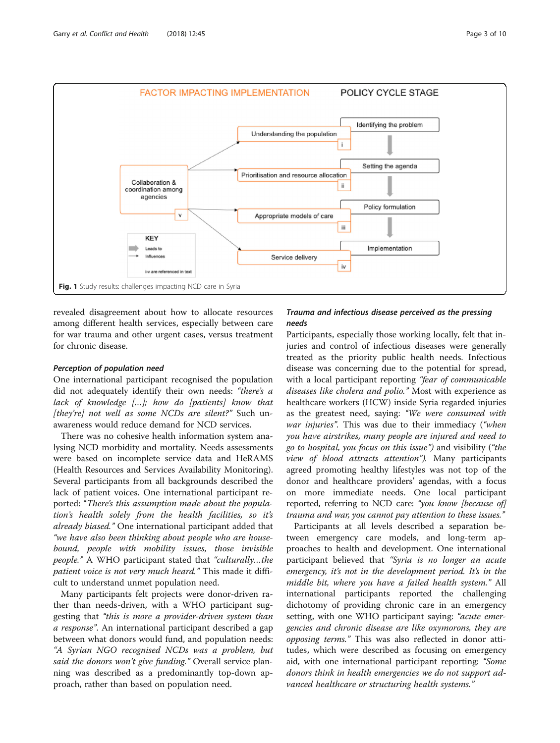FACTOR IMPACTING IMPLEMENTATION

POLICY CYCLE STAGE

Identifying the problem

Understanding the population

i

Setting the agenda

Prioritisation and resource allocation

ii

Collaboration & coordination among agencies

v

Policy formulation

Appropriate models of care

iii

Implementation

Service delivery

iv

KEY

Leads to

Influences

i-v are referenced in text

**Fig. 1** Study results: challenges impacting NCD care in Syria

revealed disagreement about how to allocate resources among different health services, especially between care for war trauma and other urgent cases, versus treatment for chronic disease.

#### *Perception of population need*

One international participant recognised the population did not adequately identify their own needs: *"there's a lack of knowledge […]; how do [patients] know that [they're] not well as some NCDs are silent?"* Such unawareness would reduce demand for NCD services.

There was no cohesive health information system analysing NCD morbidity and mortality. Needs assessments were based on incomplete service data and HeRAMS (Health Resources and Services Availability Monitoring). Several participants from all backgrounds described the lack of patient voices. One international participant reported: "*There's this assumption made about the population's health solely from the health facilities, so it's already biased."* One international participant added that *"we have also been thinking about people who are housebound, people with mobility issues, those invisible people."* A WHO participant stated that *"culturally…the patient voice is not very much heard."* This made it difficult to understand unmet population need.

Many participants felt projects were donor-driven rather than needs-driven, with a WHO participant suggesting that *"this is more a provider-driven system than a response"*. An international participant described a gap between what donors would fund, and population needs: *"A Syrian NGO recognised NCDs was a problem, but said the donors won't give funding."* Overall service planning was described as a predominantly top-down approach, rather than based on population need.

#### *Trauma and infectious disease perceived as the pressing needs*

Participants, especially those working locally, felt that injuries and control of infectious diseases were generally treated as the priority public health needs. Infectious disease was concerning due to the potential for spread, with a local participant reporting *"fear of communicable diseases like cholera and polio."* Most with experience as healthcare workers (HCW) inside Syria regarded injuries as the greatest need, saying: *"We were consumed with war injuries"*. This was due to their immediacy (*"when you have airstrikes, many people are injured and need to go to hospital, you focus on this issue")* and visibility (*"the view of blood attracts attention")*. Many participants agreed promoting healthy lifestyles was not top of the donor and healthcare providers' agendas, with a focus on more immediate needs. One local participant reported, referring to NCD care: *"you know [because of] trauma and war, you cannot pay attention to these issues."*

Participants at all levels described a separation between emergency care models, and long-term approaches to health and development. One international participant believed that *"Syria is no longer an acute emergency, it's not in the development period. It's in the middle bit, where you have a failed health system."* All international participants reported the challenging dichotomy of providing chronic care in an emergency setting, with one WHO participant saying: *"acute emergencies and chronic disease are like oxymorons, they are opposing terms."* This was also reflected in donor attitudes, which were described as focusing on emergency aid, with one international participant reporting: *"Some donors think in health emergencies we do not support advanced healthcare or structuring health systems."*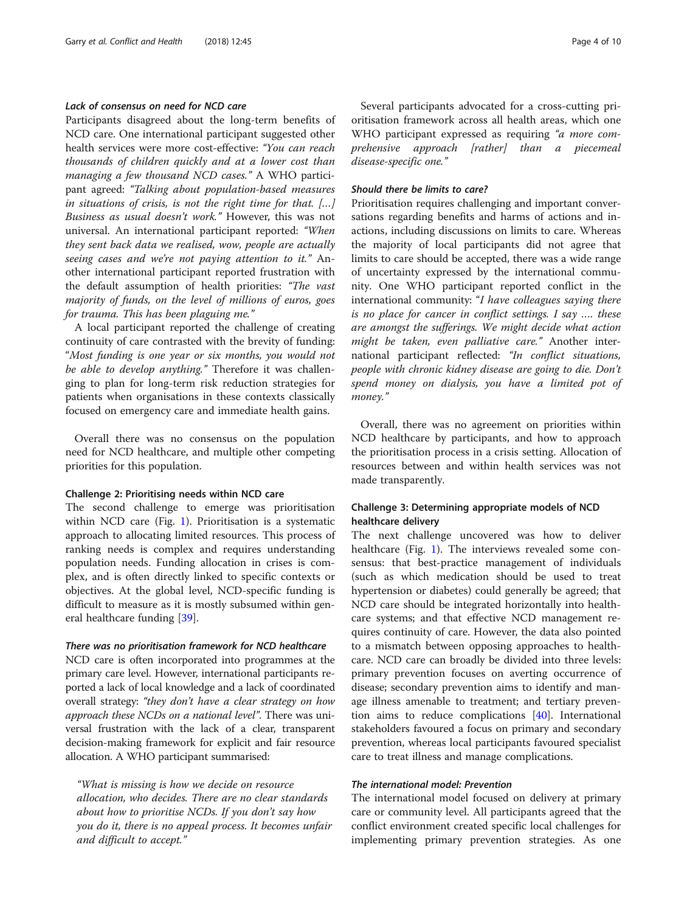#### *Lack of consensus on need for NCD care*

Participants disagreed about the long-term benefits of NCD care. One international participant suggested other health services were more cost-effective: *"You can reach thousands of children quickly and at a lower cost than managing a few thousand NCD cases."* A WHO participant agreed: *"Talking about population-based measures in situations of crisis, is not the right time for that. […] Business as usual doesn't work."* However, this was not universal. An international participant reported: *"When they sent back data we realised, wow, people are actually seeing cases and we're not paying attention to it."* Another international participant reported frustration with the default assumption of health priorities: *"The vast majority of funds, on the level of millions of euros, goes for trauma. This has been plaguing me."*

A local participant reported the challenge of creating continuity of care contrasted with the brevity of funding: "*Most funding is one year or six months, you would not be able to develop anything."* Therefore it was challenging to plan for long-term risk reduction strategies for patients when organisations in these contexts classically focused on emergency care and immediate health gains.

Overall there was no consensus on the population need for NCD healthcare, and multiple other competing priorities for this population.

### Challenge 2: Prioritising needs within NCD care

The second challenge to emerge was prioritisation within NCD care (Fig. 1). Prioritisation is a systematic approach to allocating limited resources. This process of ranking needs is complex and requires understanding population needs. Funding allocation in crises is complex, and is often directly linked to specific contexts or objectives. At the global level, NCD-specific funding is difficult to measure as it is mostly subsumed within general healthcare funding [39].

#### *There was no prioritisation framework for NCD healthcare*

NCD care is often incorporated into programmes at the primary care level. However, international participants reported a lack of local knowledge and a lack of coordinated overall strategy: *"they don't have a clear strategy on how approach these NCDs on a national level"*. There was universal frustration with the lack of a clear, transparent decision-making framework for explicit and fair resource allocation. A WHO participant summarised:

> *"What is missing is how we decide on resource allocation, who decides. There are no clear standards about how to prioritise NCDs. If you don't say how you do it, there is no appeal process. It becomes unfair and difficult to accept."*

Several participants advocated for a cross-cutting prioritisation framework across all health areas, which one WHO participant expressed as requiring *"a more comprehensive approach [rather] than a piecemeal disease-specific one."*

#### *Should there be limits to care?*

Prioritisation requires challenging and important conversations regarding benefits and harms of actions and inactions, including discussions on limits to care. Whereas the majority of local participants did not agree that limits to care should be accepted, there was a wide range of uncertainty expressed by the international community. One WHO participant reported conflict in the international community: "*I have colleagues saying there is no place for cancer in conflict settings. I say …. these are amongst the sufferings. We might decide what action might be taken, even palliative care."* Another international participant reflected: *"In conflict situations, people with chronic kidney disease are going to die. Don't spend money on dialysis, you have a limited pot of money."*

Overall, there was no agreement on priorities within NCD healthcare by participants, and how to approach the prioritisation process in a crisis setting. Allocation of resources between and within health services was not made transparently.

### Challenge 3: Determining appropriate models of NCD healthcare delivery

The next challenge uncovered was how to deliver healthcare (Fig. 1). The interviews revealed some consensus: that best-practice management of individuals (such as which medication should be used to treat hypertension or diabetes) could generally be agreed; that NCD care should be integrated horizontally into healthcare systems; and that effective NCD management requires continuity of care. However, the data also pointed to a mismatch between opposing approaches to healthcare. NCD care can broadly be divided into three levels: primary prevention focuses on averting occurrence of disease; secondary prevention aims to identify and manage illness amenable to treatment; and tertiary prevention aims to reduce complications [40]. International stakeholders favoured a focus on primary and secondary prevention, whereas local participants favoured specialist care to treat illness and manage complications.

#### *The international model: Prevention*

The international model focused on delivery at primary care or community level. All participants agreed that the conflict environment created specific local challenges for implementing primary prevention strategies. As one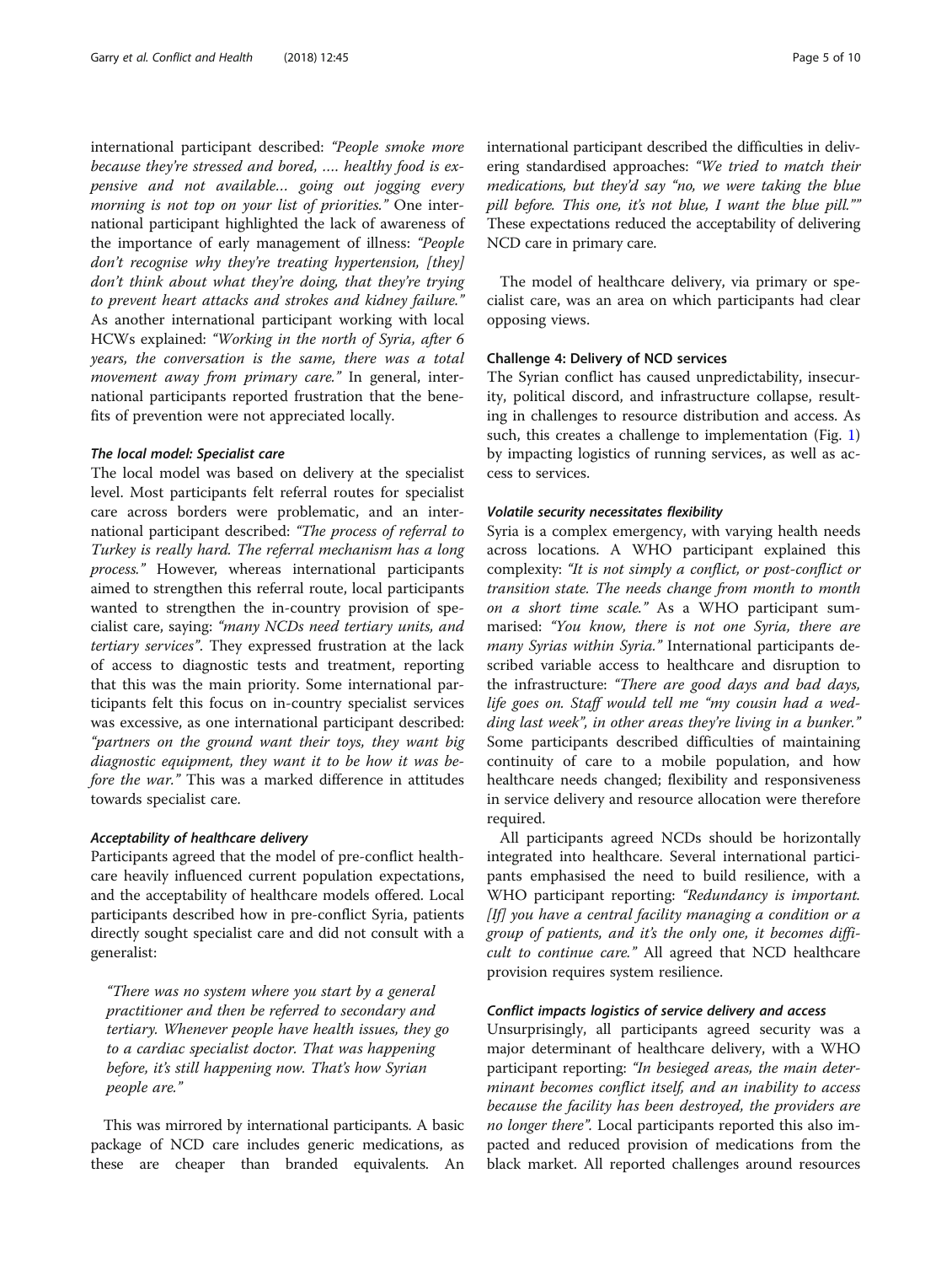international participant described: *"People smoke more because they're stressed and bored, …. healthy food is expensive and not available… going out jogging every morning is not top on your list of priorities."* One international participant highlighted the lack of awareness of the importance of early management of illness: *"People don't recognise why they're treating hypertension, [they] don't think about what they're doing, that they're trying to prevent heart attacks and strokes and kidney failure."* As another international participant working with local HCWs explained: *"Working in the north of Syria, after 6 years, the conversation is the same, there was a total movement away from primary care."* In general, international participants reported frustration that the benefits of prevention were not appreciated locally.

#### The local model: Specialist care

The local model was based on delivery at the specialist level. Most participants felt referral routes for specialist care across borders were problematic, and an international participant described: *"The process of referral to Turkey is really hard. The referral mechanism has a long process."* However, whereas international participants aimed to strengthen this referral route, local participants wanted to strengthen the in-country provision of specialist care, saying: *"many NCDs need tertiary units, and tertiary services"*. They expressed frustration at the lack of access to diagnostic tests and treatment, reporting that this was the main priority. Some international participants felt this focus on in-country specialist services was excessive, as one international participant described: *"partners on the ground want their toys, they want big diagnostic equipment, they want it to be how it was before the war."* This was a marked difference in attitudes towards specialist care.

#### Acceptability of healthcare delivery

Participants agreed that the model of pre-conflict healthcare heavily influenced current population expectations, and the acceptability of healthcare models offered. Local participants described how in pre-conflict Syria, patients directly sought specialist care and did not consult with a generalist:

> *"There was no system where you start by a general practitioner and then be referred to secondary and tertiary. Whenever people have health issues, they go to a cardiac specialist doctor. That was happening before, it's still happening now. That's how Syrian people are."*

This was mirrored by international participants. A basic package of NCD care includes generic medications, as these are cheaper than branded equivalents. An international participant described the difficulties in delivering standardised approaches: *"We tried to match their medications, but they'd say "no, we were taking the blue pill before. This one, it's not blue, I want the blue pill.""* These expectations reduced the acceptability of delivering NCD care in primary care.

The model of healthcare delivery, via primary or specialist care, was an area on which participants had clear opposing views.

### Challenge 4: Delivery of NCD services

The Syrian conflict has caused unpredictability, insecurity, political discord, and infrastructure collapse, resulting in challenges to resource distribution and access. As such, this creates a challenge to implementation (Fig. 1) by impacting logistics of running services, as well as access to services.

#### Volatile security necessitates flexibility

Syria is a complex emergency, with varying health needs across locations. A WHO participant explained this complexity: *"It is not simply a conflict, or post-conflict or transition state. The needs change from month to month on a short time scale."* As a WHO participant summarised: *"You know, there is not one Syria, there are many Syrias within Syria."* International participants described variable access to healthcare and disruption to the infrastructure: *"There are good days and bad days, life goes on. Staff would tell me "my cousin had a wedding last week", in other areas they're living in a bunker."* Some participants described difficulties of maintaining continuity of care to a mobile population, and how healthcare needs changed; flexibility and responsiveness in service delivery and resource allocation were therefore required.

All participants agreed NCDs should be horizontally integrated into healthcare. Several international participants emphasised the need to build resilience, with a WHO participant reporting: *"Redundancy is important. [If] you have a central facility managing a condition or a group of patients, and it's the only one, it becomes difficult to continue care."* All agreed that NCD healthcare provision requires system resilience.

#### Conflict impacts logistics of service delivery and access

Unsurprisingly, all participants agreed security was a major determinant of healthcare delivery, with a WHO participant reporting: *"In besieged areas, the main determinant becomes conflict itself, and an inability to access because the facility has been destroyed, the providers are no longer there"*. Local participants reported this also impacted and reduced provision of medications from the black market. All reported challenges around resources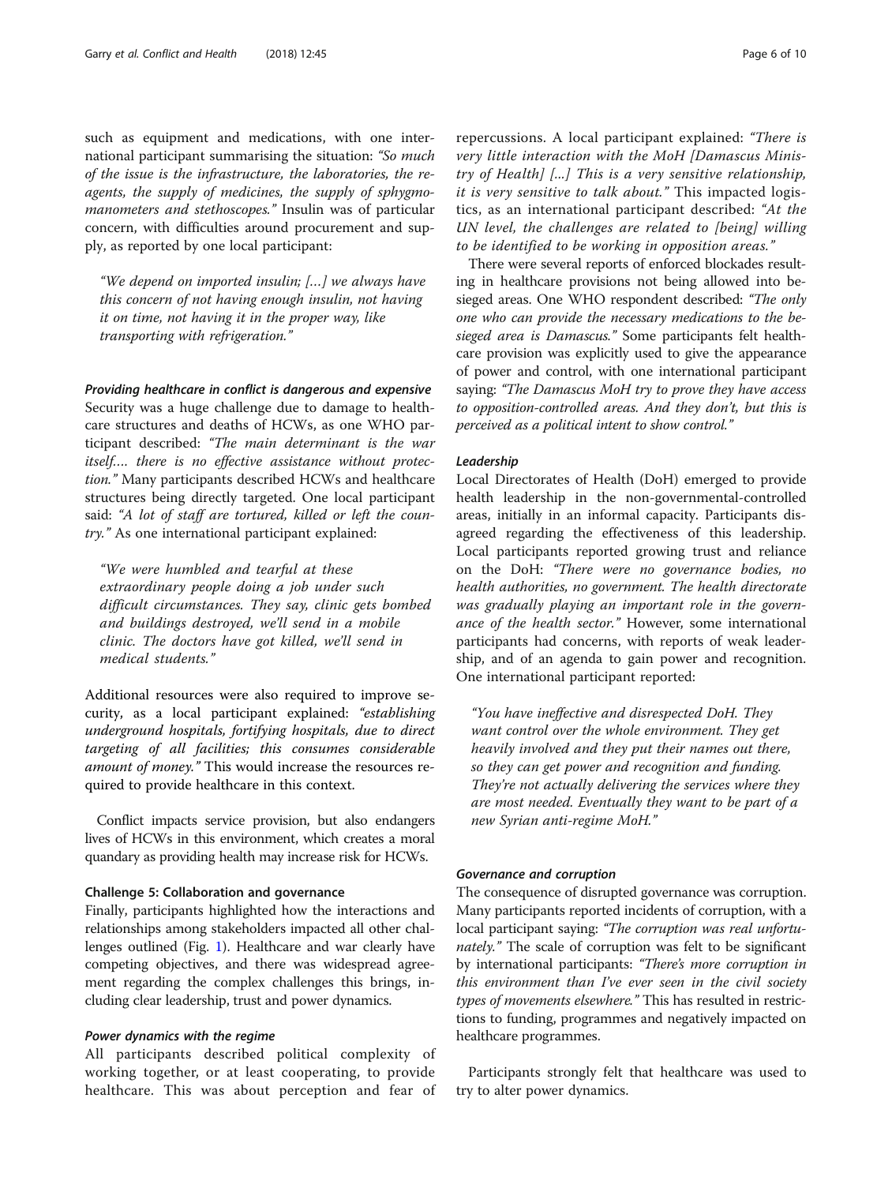such as equipment and medications, with one international participant summarising the situation: *"So much of the issue is the infrastructure, the laboratories, the reagents, the supply of medicines, the supply of sphygmomanometers and stethoscopes."* Insulin was of particular concern, with difficulties around procurement and supply, as reported by one local participant:

> *"We depend on imported insulin; [...] we always have this concern of not having enough insulin, not having it on time, not having it in the proper way, like transporting with refrigeration."*

#### Providing healthcare in conflict is dangerous and expensive

Security was a huge challenge due to damage to healthcare structures and deaths of HCWs, as one WHO participant described: *"The main determinant is the war itself.... there is no effective assistance without protection."* Many participants described HCWs and healthcare structures being directly targeted. One local participant said: *"A lot of staff are tortured, killed or left the country."* As one international participant explained:

> *"We were humbled and tearful at these extraordinary people doing a job under such difficult circumstances. They say, clinic gets bombed and buildings destroyed, we'll send in a mobile clinic. The doctors have got killed, we'll send in medical students."*

Additional resources were also required to improve security, as a local participant explained: *"establishing underground hospitals, fortifying hospitals, due to direct targeting of all facilities; this consumes considerable amount of money."* This would increase the resources required to provide healthcare in this context.

Conflict impacts service provision, but also endangers lives of HCWs in this environment, which creates a moral quandary as providing health may increase risk for HCWs.

### Challenge 5: Collaboration and governance

Finally, participants highlighted how the interactions and relationships among stakeholders impacted all other challenges outlined (Fig. 1). Healthcare and war clearly have competing objectives, and there was widespread agreement regarding the complex challenges this brings, including clear leadership, trust and power dynamics.

#### Power dynamics with the regime

All participants described political complexity of working together, or at least cooperating, to provide healthcare. This was about perception and fear of repercussions. A local participant explained: *"There is very little interaction with the MoH [Damascus Ministry of Health] [...] This is a very sensitive relationship, it is very sensitive to talk about."* This impacted logistics, as an international participant described: *"At the UN level, the challenges are related to [being] willing to be identified to be working in opposition areas."*

There were several reports of enforced blockades resulting in healthcare provisions not being allowed into besieged areas. One WHO respondent described: *"The only one who can provide the necessary medications to the besieged area is Damascus."* Some participants felt healthcare provision was explicitly used to give the appearance of power and control, with one international participant saying: *"The Damascus MoH try to prove they have access to opposition-controlled areas. And they don't, but this is perceived as a political intent to show control."*

#### Leadership

Local Directorates of Health (DoH) emerged to provide health leadership in the non-governmental-controlled areas, initially in an informal capacity. Participants disagreed regarding the effectiveness of this leadership. Local participants reported growing trust and reliance on the DoH: *"There were no governance bodies, no health authorities, no government. The health directorate was gradually playing an important role in the governance of the health sector."* However, some international participants had concerns, with reports of weak leadership, and of an agenda to gain power and recognition. One international participant reported:

> *"You have ineffective and disrespected DoH. They want control over the whole environment. They get heavily involved and they put their names out there, so they can get power and recognition and funding. They're not actually delivering the services where they are most needed. Eventually they want to be part of a new Syrian anti-regime MoH."*

#### Governance and corruption

The consequence of disrupted governance was corruption. Many participants reported incidents of corruption, with a local participant saying: *"The corruption was real unfortunately."* The scale of corruption was felt to be significant by international participants: *"There's more corruption in this environment than I've ever seen in the civil society types of movements elsewhere."* This has resulted in restrictions to funding, programmes and negatively impacted on healthcare programmes.

Participants strongly felt that healthcare was used to try to alter power dynamics.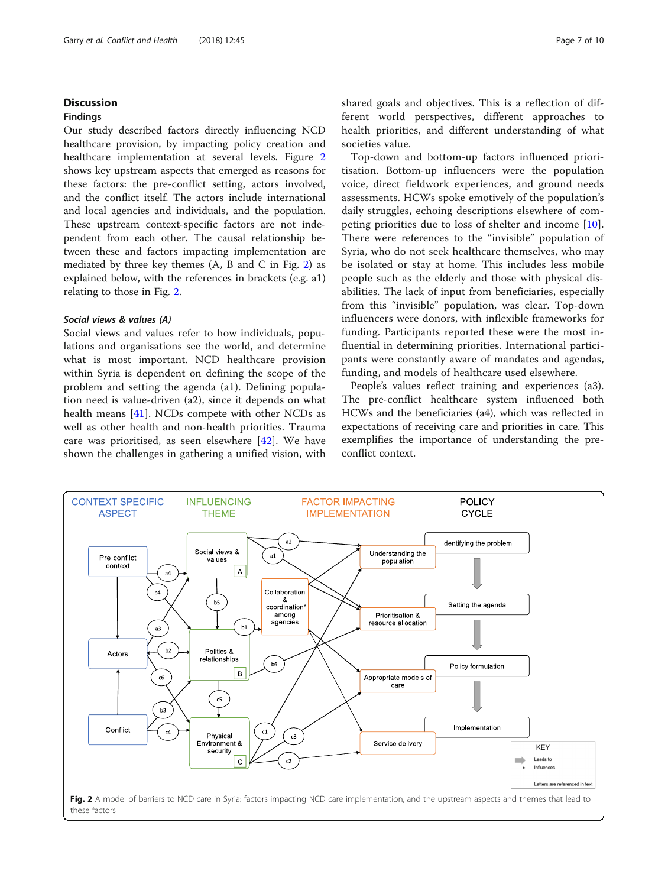## Discussion

### Findings

Our study described factors directly influencing NCD healthcare provision, by impacting policy creation and healthcare implementation at several levels. Figure 2 shows key upstream aspects that emerged as reasons for these factors: the pre-conflict setting, actors involved, and the conflict itself. The actors include international and local agencies and individuals, and the population. These upstream context-specific factors are not independent from each other. The causal relationship between these and factors impacting implementation are mediated by three key themes (A, B and C in Fig. 2) as explained below, with the references in brackets (e.g. a1) relating to those in Fig. 2.

#### *Social views & values (A)*

Social views and values refer to how individuals, populations and organisations see the world, and determine what is most important. NCD healthcare provision within Syria is dependent on defining the scope of the problem and setting the agenda (a1). Defining population need is value-driven (a2), since it depends on what health means [41]. NCDs compete with other NCDs as well as other health and non-health priorities. Trauma care was prioritised, as seen elsewhere [42]. We have shown the challenges in gathering a unified vision, with shared goals and objectives. This is a reflection of different world perspectives, different approaches to health priorities, and different understanding of what societies value.

Top-down and bottom-up factors influenced prioritisation. Bottom-up influencers were the population voice, direct fieldwork experiences, and ground needs assessments. HCWs spoke emotively of the population's daily struggles, echoing descriptions elsewhere of competing priorities due to loss of shelter and income [10]. There were references to the "invisible" population of Syria, who do not seek healthcare themselves, who may be isolated or stay at home. This includes less mobile people such as the elderly and those with physical disabilities. The lack of input from beneficiaries, especially from this "invisible" population, was clear. Top-down influencers were donors, with inflexible frameworks for funding. Participants reported these were the most influential in determining priorities. International participants were constantly aware of mandates and agendas, funding, and models of healthcare used elsewhere.

People's values reflect training and experiences (a3). The pre-conflict healthcare system influenced both HCWs and the beneficiaries (a4), which was reflected in expectations of receiving care and priorities in care. This exemplifies the importance of understanding the pre-conflict context.

**Fig. 2** A model of barriers to NCD care in Syria: factors impacting NCD care implementation, and the upstream aspects and themes that lead to these factors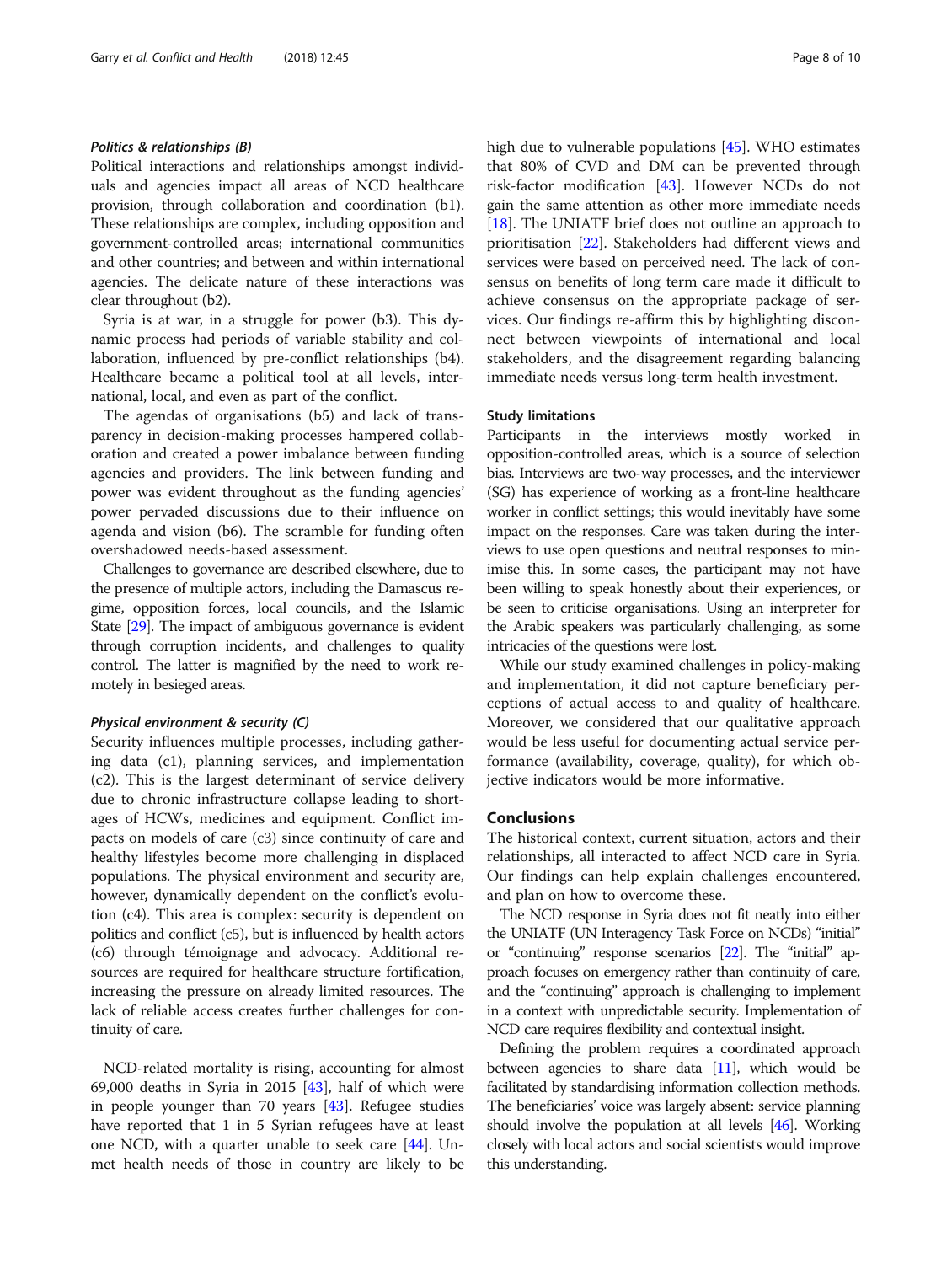#### *Politics & relationships (B)*

Political interactions and relationships amongst individuals and agencies impact all areas of NCD healthcare provision, through collaboration and coordination (b1). These relationships are complex, including opposition and government-controlled areas; international communities and other countries; and between and within international agencies. The delicate nature of these interactions was clear throughout (b2).

Syria is at war, in a struggle for power (b3). This dynamic process had periods of variable stability and collaboration, influenced by pre-conflict relationships (b4). Healthcare became a political tool at all levels, international, local, and even as part of the conflict.

The agendas of organisations (b5) and lack of transparency in decision-making processes hampered collaboration and created a power imbalance between funding agencies and providers. The link between funding and power was evident throughout as the funding agencies' power pervaded discussions due to their influence on agenda and vision (b6). The scramble for funding often overshadowed needs-based assessment.

Challenges to governance are described elsewhere, due to the presence of multiple actors, including the Damascus regime, opposition forces, local councils, and the Islamic State [29]. The impact of ambiguous governance is evident through corruption incidents, and challenges to quality control. The latter is magnified by the need to work remotely in besieged areas.

#### *Physical environment & security (C)*

Security influences multiple processes, including gathering data (c1), planning services, and implementation (c2). This is the largest determinant of service delivery due to chronic infrastructure collapse leading to shortages of HCWs, medicines and equipment. Conflict impacts on models of care (c3) since continuity of care and healthy lifestyles become more challenging in displaced populations. The physical environment and security are, however, dynamically dependent on the conflict's evolution (c4). This area is complex: security is dependent on politics and conflict (c5), but is influenced by health actors (c6) through témoignage and advocacy. Additional resources are required for healthcare structure fortification, increasing the pressure on already limited resources. The lack of reliable access creates further challenges for continuity of care.

NCD-related mortality is rising, accounting for almost 69,000 deaths in Syria in 2015 [43], half of which were in people younger than 70 years [43]. Refugee studies have reported that 1 in 5 Syrian refugees have at least one NCD, with a quarter unable to seek care [44]. Unmet health needs of those in country are likely to be high due to vulnerable populations [45]. WHO estimates that 80% of CVD and DM can be prevented through risk-factor modification [43]. However NCDs do not gain the same attention as other more immediate needs [18]. The UNIATF brief does not outline an approach to prioritisation [22]. Stakeholders had different views and services were based on perceived need. The lack of consensus on benefits of long term care made it difficult to achieve consensus on the appropriate package of services. Our findings re-affirm this by highlighting disconnect between viewpoints of international and local stakeholders, and the disagreement regarding balancing immediate needs versus long-term health investment.

### Study limitations

Participants in the interviews mostly worked in opposition-controlled areas, which is a source of selection bias. Interviews are two-way processes, and the interviewer (SG) has experience of working as a front-line healthcare worker in conflict settings; this would inevitably have some impact on the responses. Care was taken during the interviews to use open questions and neutral responses to minimise this. In some cases, the participant may not have been willing to speak honestly about their experiences, or be seen to criticise organisations. Using an interpreter for the Arabic speakers was particularly challenging, as some intricacies of the questions were lost.

While our study examined challenges in policy-making and implementation, it did not capture beneficiary perceptions of actual access to and quality of healthcare. Moreover, we considered that our qualitative approach would be less useful for documenting actual service performance (availability, coverage, quality), for which objective indicators would be more informative.

## Conclusions

The historical context, current situation, actors and their relationships, all interacted to affect NCD care in Syria. Our findings can help explain challenges encountered, and plan on how to overcome these.

The NCD response in Syria does not fit neatly into either the UNIATF (UN Interagency Task Force on NCDs) "initial" or "continuing" response scenarios [22]. The "initial" approach focuses on emergency rather than continuity of care, and the "continuing" approach is challenging to implement in a context with unpredictable security. Implementation of NCD care requires flexibility and contextual insight.

Defining the problem requires a coordinated approach between agencies to share data [11], which would be facilitated by standardising information collection methods. The beneficiaries' voice was largely absent: service planning should involve the population at all levels [46]. Working closely with local actors and social scientists would improve this understanding.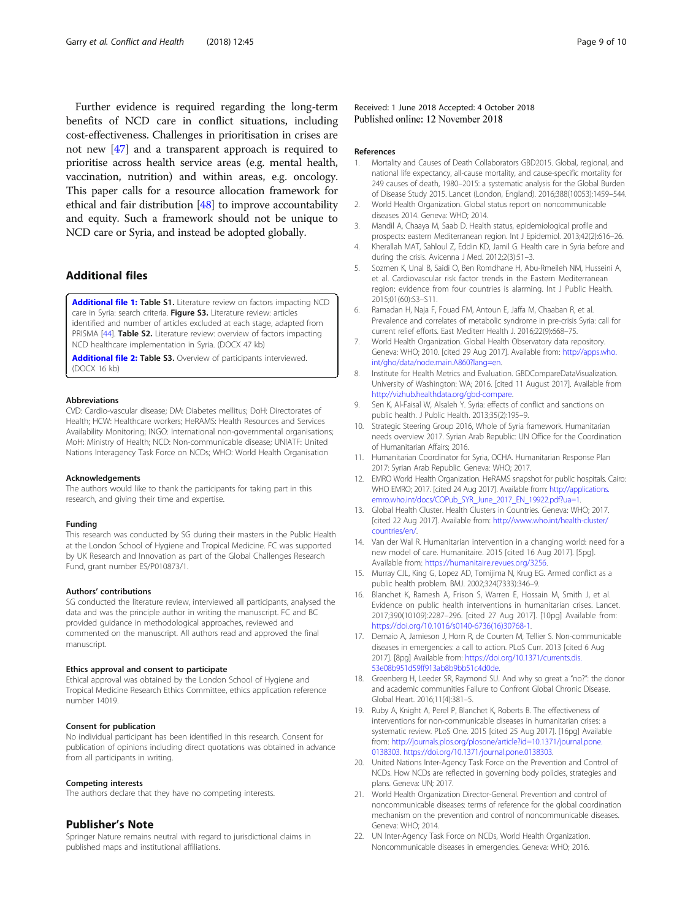Further evidence is required regarding the long-term benefits of NCD care in conflict situations, including cost-effectiveness. Challenges in prioritisation in crises are not new [47] and a transparent approach is required to prioritise across health service areas (e.g. mental health, vaccination, nutrition) and within areas, e.g. oncology. This paper calls for a resource allocation framework for ethical and fair distribution [48] to improve accountability and equity. Such a framework should not be unique to NCD care or Syria, and instead be adopted globally.

## Additional files

**Additional file 1: Table S1.** Literature review on factors impacting NCD care in Syria: search criteria. **Figure S3.** Literature review: articles identified and number of articles excluded at each stage, adapted from PRISMA [44]. **Table S2.** Literature review: overview of factors impacting NCD healthcare implementation in Syria. (DOCX 47 kb)

**Additional file 2: Table S3.** Overview of participants interviewed. (DOCX 16 kb)

### Abbreviations

CVD: Cardio-vascular disease; DM: Diabetes mellitus; DoH: Directorates of Health; HCW: Healthcare workers; HeRAMS: Health Resources and Services Availability Monitoring; INGO: International non-governmental organisations; MoH: Ministry of Health; NCD: Non-communicable disease; UNIATF: United Nations Interagency Task Force on NCDs; WHO: World Health Organisation

### Acknowledgements

The authors would like to thank the participants for taking part in this research, and giving their time and expertise.

### Funding

This research was conducted by SG during their masters in the Public Health at the London School of Hygiene and Tropical Medicine. FC was supported by UK Research and Innovation as part of the Global Challenges Research Fund, grant number ES/P010873/1.

### Authors' contributions

SG conducted the literature review, interviewed all participants, analysed the data and was the principle author in writing the manuscript. FC and BC provided guidance in methodological approaches, reviewed and commented on the manuscript. All authors read and approved the final manuscript.

### Ethics approval and consent to participate

Ethical approval was obtained by the London School of Hygiene and Tropical Medicine Research Ethics Committee, ethics application reference number 14019.

### Consent for publication

No individual participant has been identified in this research. Consent for publication of opinions including direct quotations was obtained in advance from all participants in writing.

### Competing interests

The authors declare that they have no competing interests.

## Publisher's Note

Springer Nature remains neutral with regard to jurisdictional claims in published maps and institutional affiliations.

Received: 1 June 2018 Accepted: 4 October 2018
Published online: 12 November 2018

### References

1. Mortality and Causes of Death Collaborators GBD2015. Global, regional, and national life expectancy, all-cause mortality, and cause-specific mortality for 249 causes of death, 1980–2015: a systematic analysis for the Global Burden of Disease Study 2015. Lancet (London, England). 2016;388(10053):1459–544.
2. World Health Organization. Global status report on noncommunicable diseases 2014. Geneva: WHO; 2014.
3. Mandil A, Chaaya M, Saab D. Health status, epidemiological profile and prospects: eastern Mediterranean region. Int J Epidemiol. 2013;42(2):616–26.
4. Kherallah MAT, Sahloul Z, Eddin KD, Jamil G. Health care in Syria before and during the crisis. Avicenna J Med. 2012;2(3):51–3.
5. Sozmen K, Unal B, Saidi O, Ben Romdhane H, Abu-Rmeileh NM, Husseini A, et al. Cardiovascular risk factor trends in the Eastern Mediterranean region: evidence from four countries is alarming. Int J Public Health. 2015;01(60):S3–S11.
6. Ramadan H, Naja F, Fouad FM, Antoun E, Jaffa M, Chaaban R, et al. Prevalence and correlates of metabolic syndrome in pre-crisis Syria: call for current relief efforts. East Mediterr Health J. 2016;22(9):668–75.
7. World Health Organization. Global Health Observatory data repository. Geneva: WHO; 2010. [cited 29 Aug 2017]. Available from: http://apps.who.int/gho/data/node.main.A860?lang=en.
8. Institute for Health Metrics and Evaluation. GBDCompareDataVisualization. University of Washington: WA; 2016. [cited 11 August 2017]. Available from http://vizhub.healthdata.org/gbd-compare.
9. Sen K, Al-Faisal W, Alsaleh Y. Syria: effects of conflict and sanctions on public health. J Public Health. 2013;35(2):195–9.
10. Strategic Steering Group 2016, Whole of Syria framework. Humanitarian needs overview 2017. Syrian Arab Republic: UN Office for the Coordination of Humanitarian Affairs; 2016.
11. Humanitarian Coordinator for Syria, OCHA. Humanitarian Response Plan 2017: Syrian Arab Republic. Geneva: WHO; 2017.
12. EMRO World Health Organization. HeRAMS snapshot for public hospitals. Cairo: WHO EMRO; 2017. [cited 24 Aug 2017]. Available from: http://applications.emro.who.int/docs/COPub_SYR_June_2017_EN_19922.pdf?ua=1.
13. Global Health Cluster. Health Clusters in Countries. Geneva: WHO; 2017. [cited 22 Aug 2017]. Available from: http://www.who.int/health-cluster/countries/en/.
14. Van der Wal R. Humanitarian intervention in a changing world: need for a new model of care. Humanitaire. 2015 [cited 16 Aug 2017]. [5pg]. Available from: https://humanitaire.revues.org/3256.
15. Murray CJL, King G, Lopez AD, Tomijima N, Krug EG. Armed conflict as a public health problem. BMJ. 2002;324(7333):346–9.
16. Blanchet K, Ramesh A, Frison S, Warren E, Hossain M, Smith J, et al. Evidence on public health interventions in humanitarian crises. Lancet. 2017;390(10109):2287–296. [cited 27 Aug 2017]. [10pg] Available from: https://doi.org/10.1016/s0140-6736(16)30768-1.
17. Demaio A, Jamieson J, Horn R, de Courten M, Tellier S. Non-communicable diseases in emergencies: a call to action. PLoS Curr. 2013 [cited 6 Aug 2017]. [8pg] Available from: https://doi.org/10.1371/currents.dis.53e08b951d59ff913ab8b9bb51c4d0de.
18. Greenberg H, Leeder SR, Raymond SU. And why so great a "no?": the donor and academic communities Failure to Confront Global Chronic Disease. Global Heart. 2016;11(4):381–5.
19. Ruby A, Knight A, Perel P, Blanchet K, Roberts B. The effectiveness of interventions for non-communicable diseases in humanitarian crises: a systematic review. PLoS One. 2015 [cited 25 Aug 2017]. [16pg] Available from: http://journals.plos.org/plosone/article?id=10.1371/journal.pone.0138303. https://doi.org/10.1371/journal.pone.0138303.
20. United Nations Inter-Agency Task Force on the Prevention and Control of NCDs. How NCDs are reflected in governing body policies, strategies and plans. Geneva: UN; 2017.
21. World Health Organization Director-General. Prevention and control of noncommunicable diseases: terms of reference for the global coordination mechanism on the prevention and control of noncommunicable diseases. Geneva: WHO; 2014.
22. UN Inter-Agency Task Force on NCDs, World Health Organization. Noncommunicable diseases in emergencies. Geneva: WHO; 2016.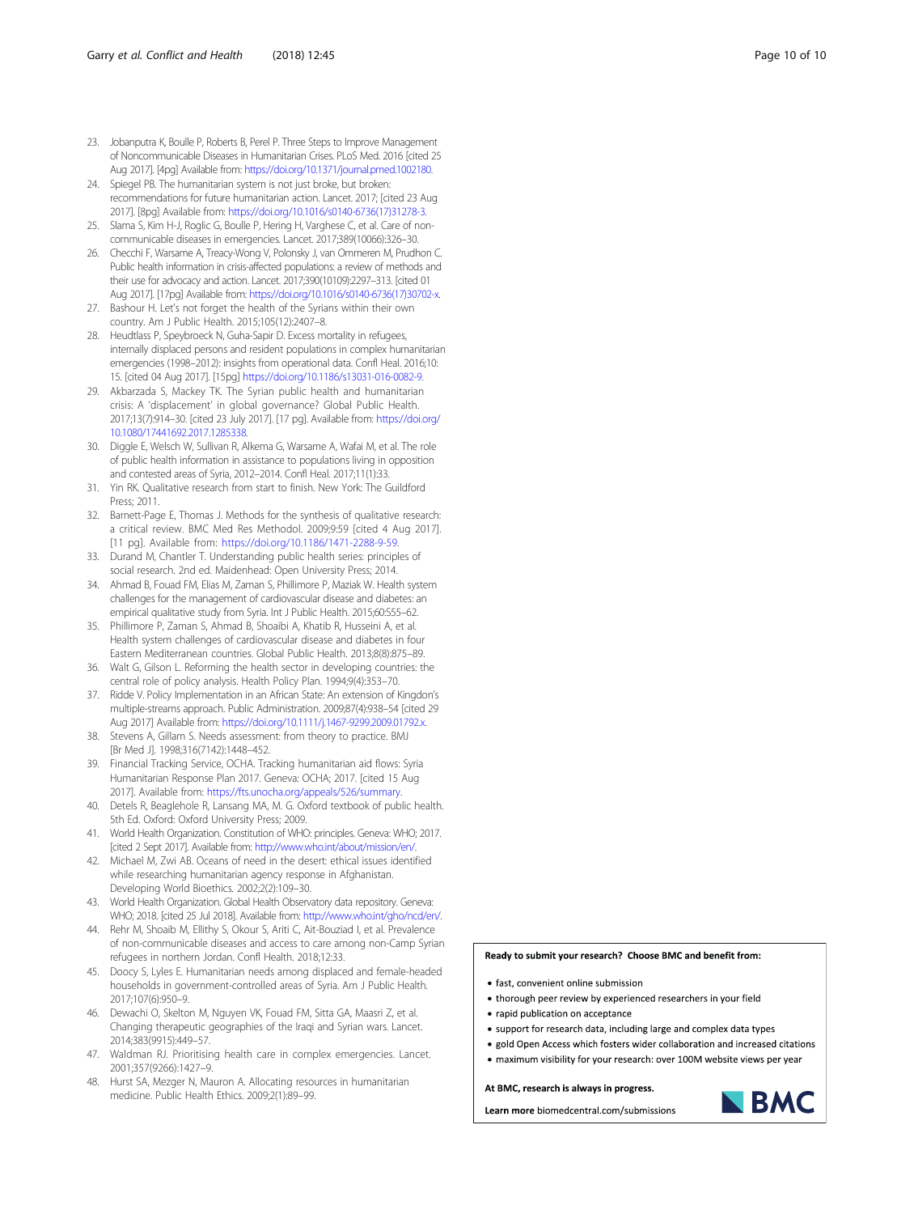23. Jobanputra K, Boulle P, Roberts B, Perel P. Three Steps to Improve Management of Noncommunicable Diseases in Humanitarian Crises. PLoS Med. 2016 [cited 25 Aug 2017]. [4pg] Available from: https://doi.org/10.1371/journal.pmed.1002180.
24. Spiegel PB. The humanitarian system is not just broke, but broken: recommendations for future humanitarian action. Lancet. 2017; [cited 23 Aug 2017]. [8pg] Available from: https://doi.org/10.1016/s0140-6736(17)31278-3.
25. Slama S, Kim H-J, Roglic G, Boulle P, Hering H, Varghese C, et al. Care of non-communicable diseases in emergencies. Lancet. 2017;389(10066):326–30.
26. Checchi F, Warsame A, Treacy-Wong V, Polonsky J, van Ommeren M, Prudhon C. Public health information in crisis-affected populations: a review of methods and their use for advocacy and action. Lancet. 2017;390(10109):2297–313. [cited 01 Aug 2017]. [17pg] Available from: https://doi.org/10.1016/s0140-6736(17)30702-x.
27. Bashour H. Let's not forget the health of the Syrians within their own country. Am J Public Health. 2015;105(12):2407–8.
28. Heudtlass P, Speybroeck N, Guha-Sapir D. Excess mortality in refugees, internally displaced persons and resident populations in complex humanitarian emergencies (1998–2012): insights from operational data. Confl Heal. 2016;10:15. [cited 04 Aug 2017]. [15pg] https://doi.org/10.1186/s13031-016-0082-9.
29. Akbarzada S, Mackey TK. The Syrian public health and humanitarian crisis: A 'displacement' in global governance? Global Public Health. 2017;13(7):914–30. [cited 23 July 2017]. [17 pg]. Available from: https://doi.org/10.1080/17441692.2017.1285338.
30. Diggle E, Welsch W, Sullivan R, Alkema G, Warsame A, Wafai M, et al. The role of public health information in assistance to populations living in opposition and contested areas of Syria, 2012–2014. Confl Heal. 2017;11(1):33.
31. Yin RK. Qualitative research from start to finish. New York: The Guildford Press; 2011.
32. Barnett-Page E, Thomas J. Methods for the synthesis of qualitative research: a critical review. BMC Med Res Methodol. 2009;9:59 [cited 4 Aug 2017]. [11 pg]. Available from: https://doi.org/10.1186/1471-2288-9-59.
33. Durand M, Chantler T. Understanding public health series: principles of social research. 2nd ed. Maidenhead: Open University Press; 2014.
34. Ahmad B, Fouad FM, Elias M, Zaman S, Phillimore P, Maziak W. Health system challenges for the management of cardiovascular disease and diabetes: an empirical qualitative study from Syria. Int J Public Health. 2015;60:S55–62.
35. Phillimore P, Zaman S, Ahmad B, Shoaibi A, Khatib R, Husseini A, et al. Health system challenges of cardiovascular disease and diabetes in four Eastern Mediterranean countries. Global Public Health. 2013;8(8):875–89.
36. Walt G, Gilson L. Reforming the health sector in developing countries: the central role of policy analysis. Health Policy Plan. 1994;9(4):353–70.
37. Ridde V. Policy Implementation in an African State: An extension of Kingdon's multiple-streams approach. Public Administration. 2009;87(4):938–54 [cited 29 Aug 2017] Available from: https://doi.org/10.1111/j.1467-9299.2009.01792.x.
38. Stevens A, Gillam S. Needs assessment: from theory to practice. BMJ [Br Med J]. 1998;316(7142):1448–452.
39. Financial Tracking Service, OCHA. Tracking humanitarian aid flows: Syria Humanitarian Response Plan 2017. Geneva: OCHA; 2017. [cited 15 Aug 2017]. Available from: https://fts.unocha.org/appeals/526/summary.
40. Detels R, Beaglehole R, Lansang MA, M. G. Oxford textbook of public health. 5th Ed. Oxford: Oxford University Press; 2009.
41. World Health Organization. Constitution of WHO: principles. Geneva: WHO; 2017. [cited 2 Sept 2017]. Available from: http://www.who.int/about/mission/en/.
42. Michael M, Zwi AB. Oceans of need in the desert: ethical issues identified while researching humanitarian agency response in Afghanistan. Developing World Bioethics. 2002;2(2):109–30.
43. World Health Organization. Global Health Observatory data repository. Geneva: WHO; 2018. [cited 25 Jul 2018]. Available from: http://www.who.int/gho/ncd/en/.
44. Rehr M, Shoaib M, Ellithy S, Okour S, Ariti C, Ait-Bouziad I, et al. Prevalence of non-communicable diseases and access to care among non-Camp Syrian refugees in northern Jordan. Confl Health. 2018;12:33.
45. Doocy S, Lyles E. Humanitarian needs among displaced and female-headed households in government-controlled areas of Syria. Am J Public Health. 2017;107(6):950–9.
46. Dewachi O, Skelton M, Nguyen VK, Fouad FM, Sitta GA, Maasri Z, et al. Changing therapeutic geographies of the Iraqi and Syrian wars. Lancet. 2014;383(9915):449–57.
47. Waldman RJ. Prioritising health care in complex emergencies. Lancet. 2001;357(9266):1427–9.
48. Hurst SA, Mezger N, Mauron A. Allocating resources in humanitarian medicine. Public Health Ethics. 2009;2(1):89–99.

**Ready to submit your research? Choose BMC and benefit from:**

- fast, convenient online submission
- thorough peer review by experienced researchers in your field
- rapid publication on acceptance
- support for research data, including large and complex data types
- gold Open Access which fosters wider collaboration and increased citations
- maximum visibility for your research: over 100M website views per year

**At BMC, research is always in progress.**

**Learn more** biomedcentral.com/submissions

BMC